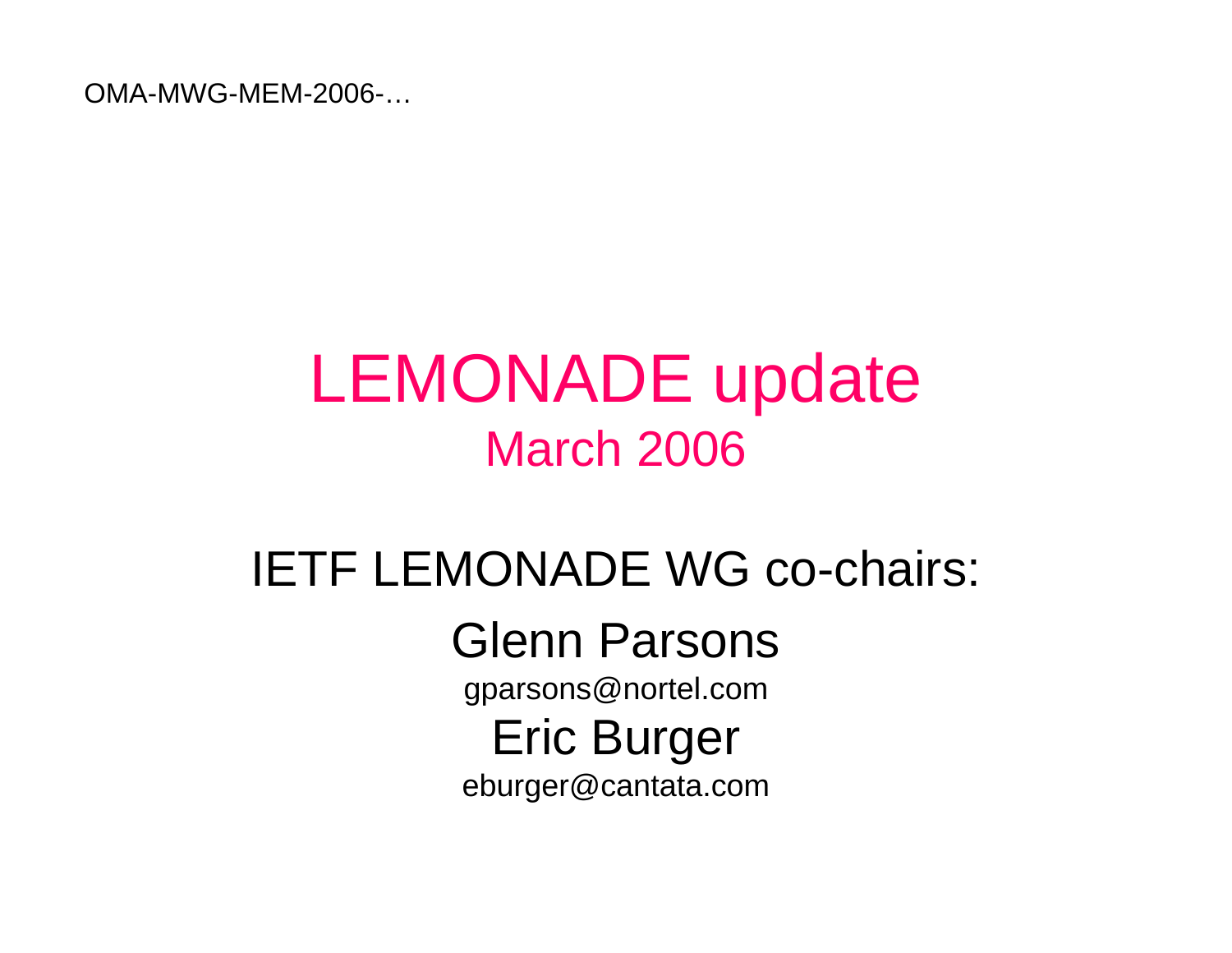OMA-MWG-MEM-2006-…

# LEMONADE update

## March 2006

IETF LEMONADE WG co-chairs:

Glenn Parsons

gparsons@nortel.com

Eric Burger

eburger@cantata.com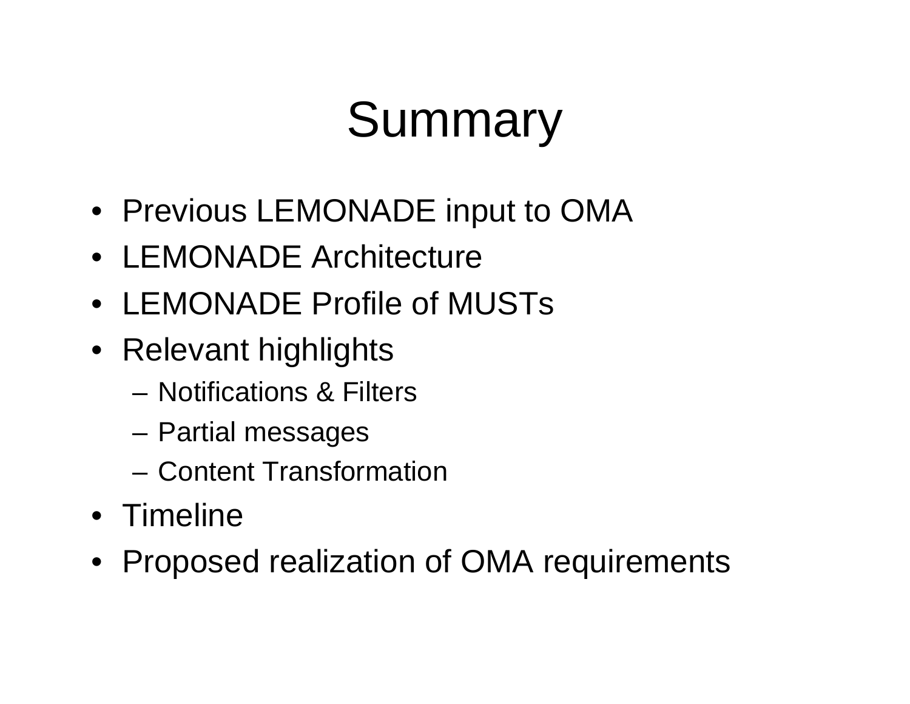# Summary

- Previous LEMONADE input to OMA
- LEMONADE Architecture
- LEMONADE Profile of MUSTs
- Relevant highlights
  - Notifications & Filters
  - Partial messages
  - Content Transformation
- Timeline
- Proposed realization of OMA requirements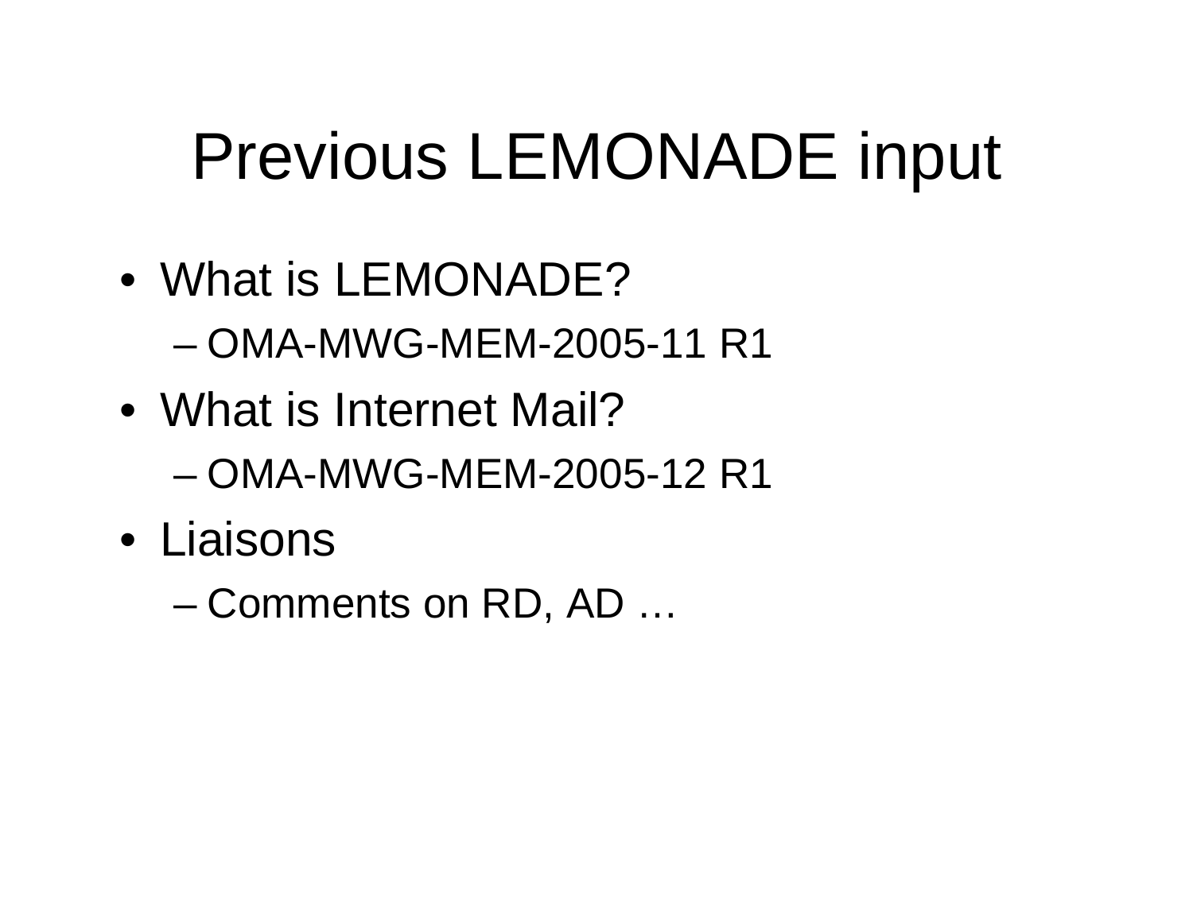# Previous LEMONADE input

- What is LEMONADE?
  - OMA-MWG-MEM-2005-11 R1
- What is Internet Mail?
  - OMA-MWG-MEM-2005-12 R1
- Liaisons
  - Comments on RD, AD …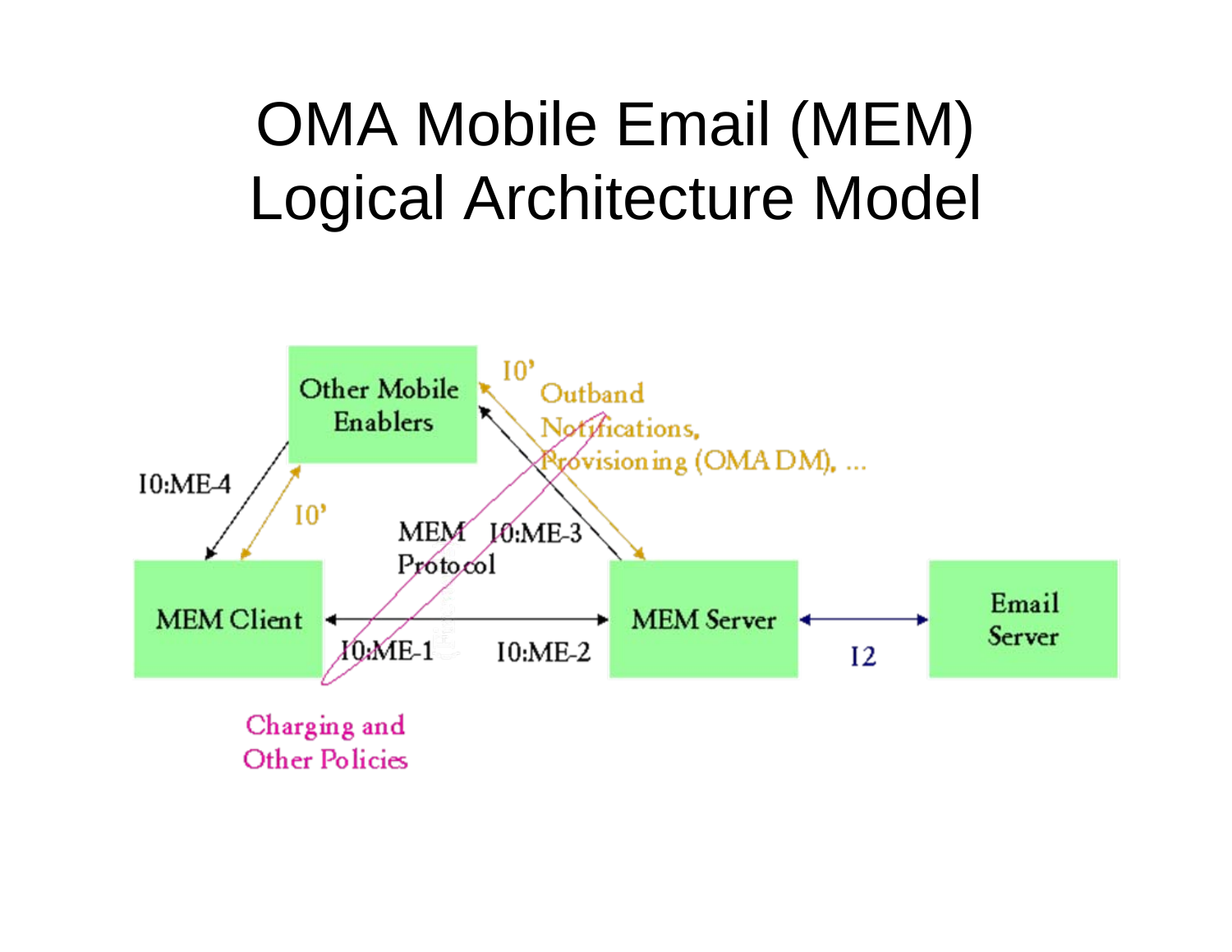# OMA Mobile Email (MEM) Logical Architecture Model

Other Mobile Enablers

I0'

Outband Notifications, Provisioning (OMA DM), ...

I0:ME-4

I0'

MEM Protocol

I0:ME-3

MEM Client

I0:ME-1

I0:ME-2

MEM Server

I2

Email Server

Charging and Other Policies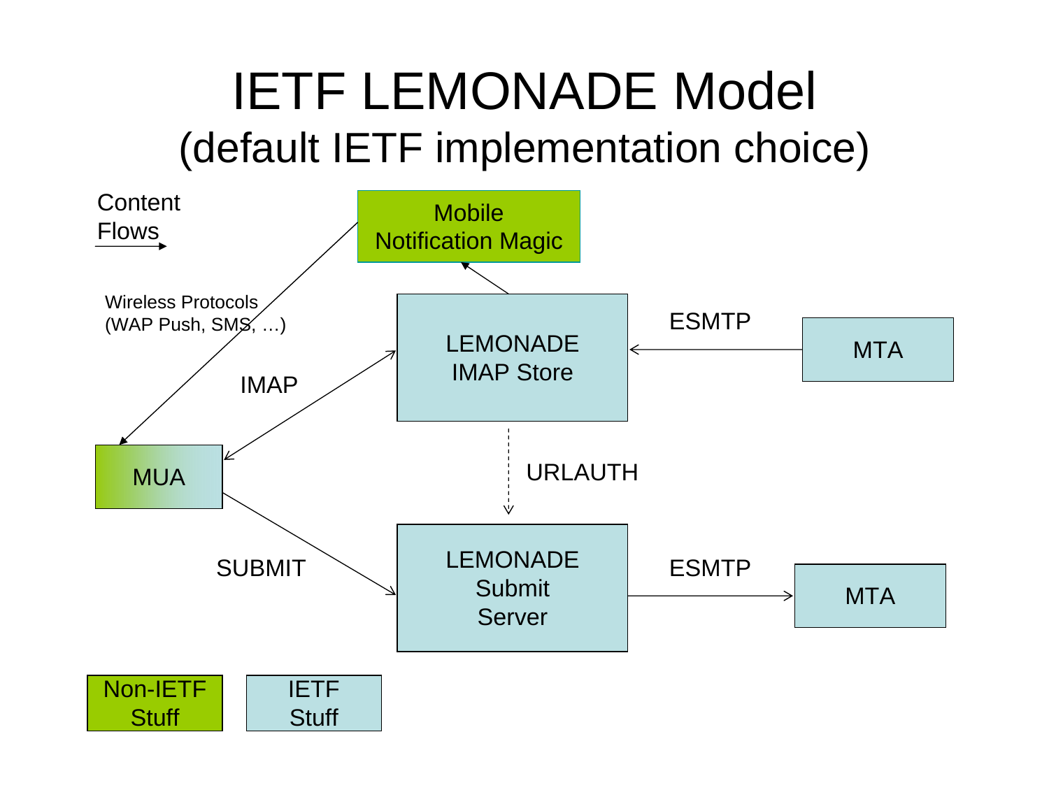# IETF LEMONADE Model
## (default IETF implementation choice)

Content Flows →

Mobile Notification Magic

Wireless Protocols (WAP Push, SMS, …)

LEMONADE IMAP Store

ESMTP

MTA

IMAP

MUA

URLAUTH

SUBMIT

LEMONADE Submit Server

ESMTP

MTA

Non-IETF Stuff

IETF Stuff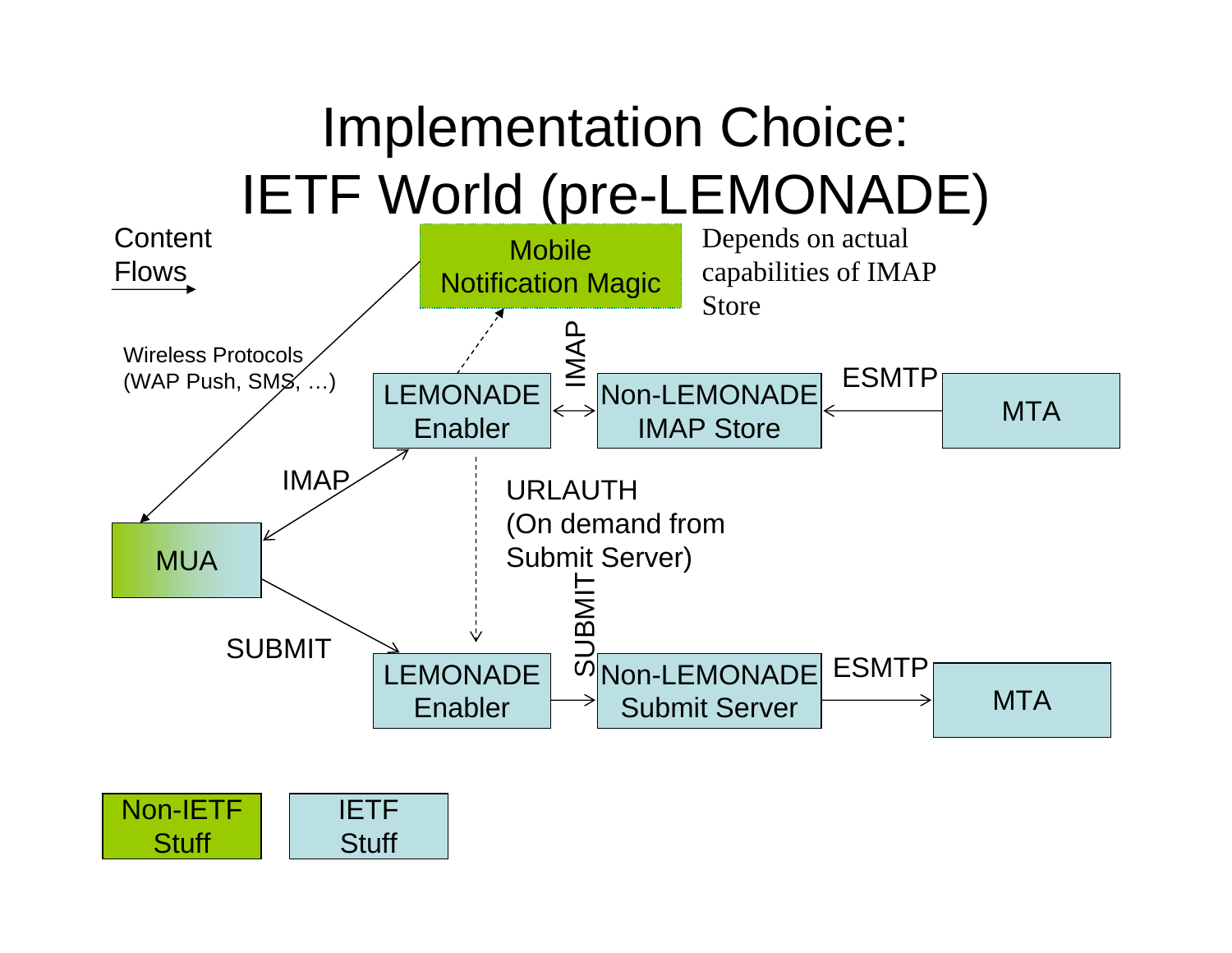# Implementation Choice: IETF World (pre-LEMONADE)

Content Flows →

Mobile Notification Magic

Depends on actual capabilities of IMAP Store

Wireless Protocols (WAP Push, SMS, …)

IMAP

LEMONADE Enabler

Non-LEMONADE IMAP Store

ESMTP

MTA

IMAP

URLAUTH (On demand from Submit Server)

MUA

SUBMIT

SUBMIT

LEMONADE Enabler

Non-LEMONADE Submit Server

ESMTP

MTA

Non-IETF Stuff

IETF Stuff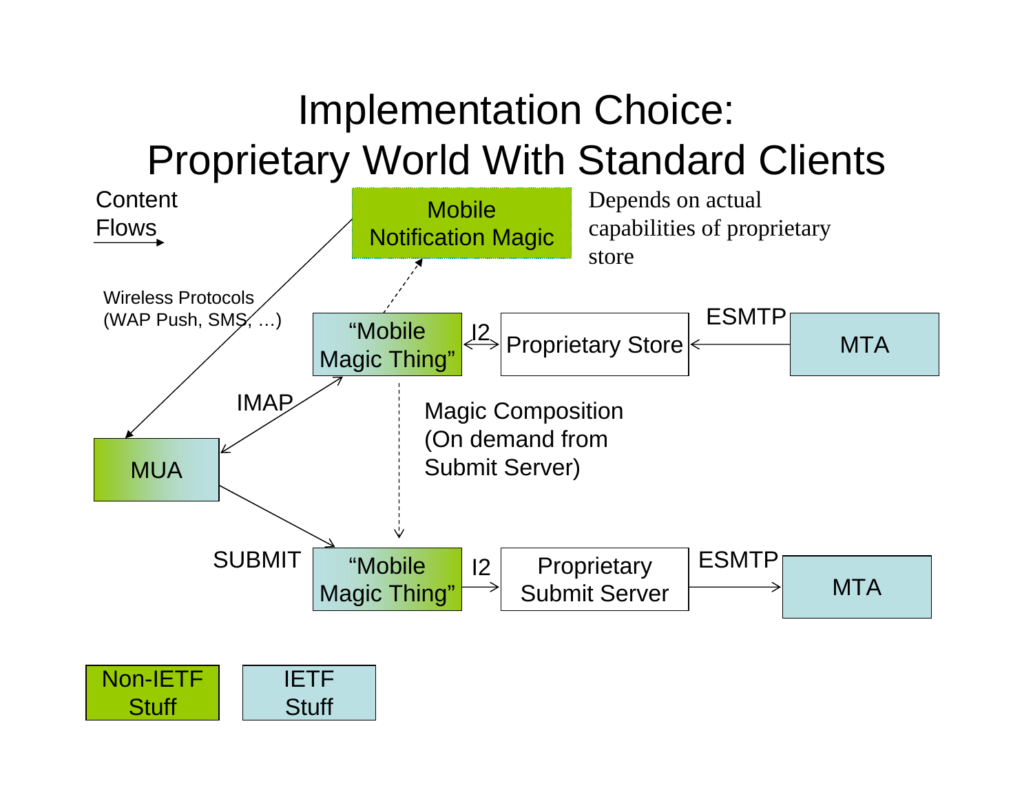# Implementation Choice: Proprietary World With Standard Clients

Content Flows →

Mobile Notification Magic

Depends on actual capabilities of proprietary store

Wireless Protocols (WAP Push, SMS, …)

"Mobile Magic Thing"

I2

Proprietary Store

ESMTP

MTA

IMAP

MUA

Magic Composition (On demand from Submit Server)

SUBMIT

"Mobile Magic Thing"

I2

Proprietary Submit Server

ESMTP

MTA

Non-IETF Stuff

IETF Stuff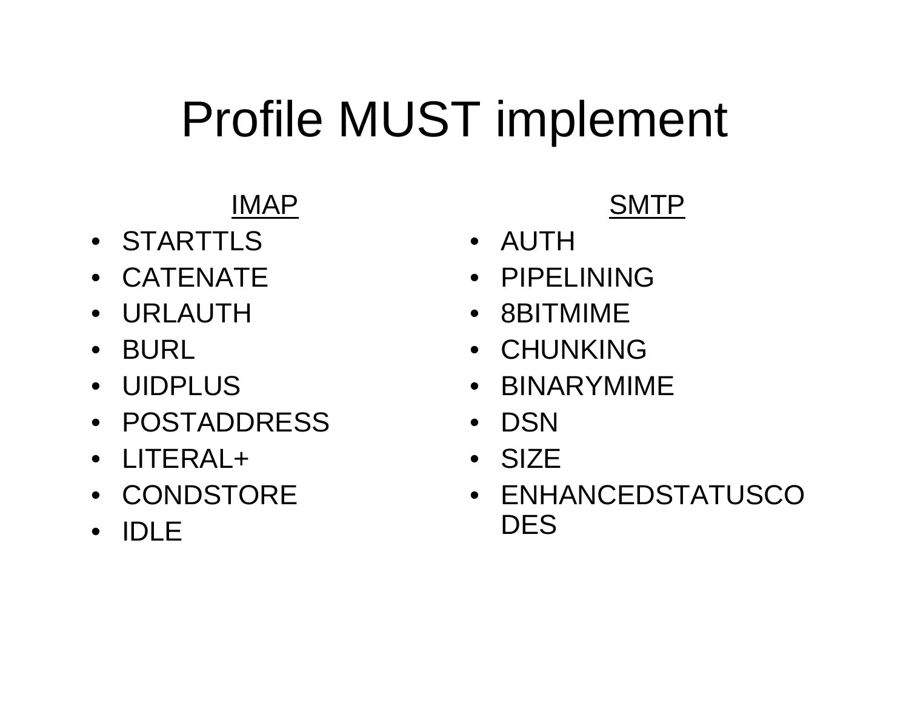# Profile MUST implement

IMAP

- STARTTLS
- CATENATE
- URLAUTH
- BURL
- UIDPLUS
- POSTADDRESS
- LITERAL+
- CONDSTORE
- IDLE

SMTP

- AUTH
- PIPELINING
- 8BITMIME
- CHUNKING
- BINARYMIME
- DSN
- SIZE
- ENHANCEDSTATUSCODES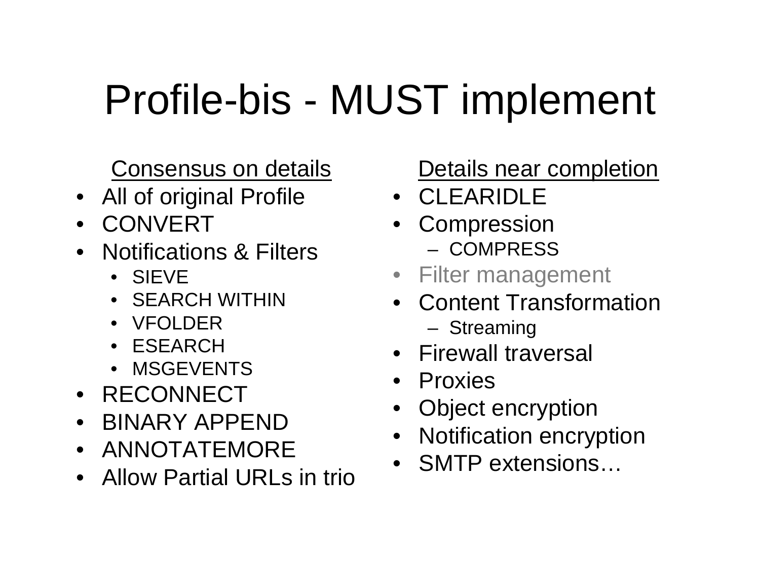# Profile-bis - MUST implement

Consensus on details

- All of original Profile
- CONVERT
- Notifications & Filters
  - SIEVE
  - SEARCH WITHIN
  - VFOLDER
  - ESEARCH
  - MSGEVENTS
- RECONNECT
- BINARY APPEND
- ANNOTATEMORE
- Allow Partial URLs in trio

Details near completion

- CLEARIDLE
- Compression
  - COMPRESS
- Filter management
- Content Transformation
  - Streaming
- Firewall traversal
- Proxies
- Object encryption
- Notification encryption
- SMTP extensions…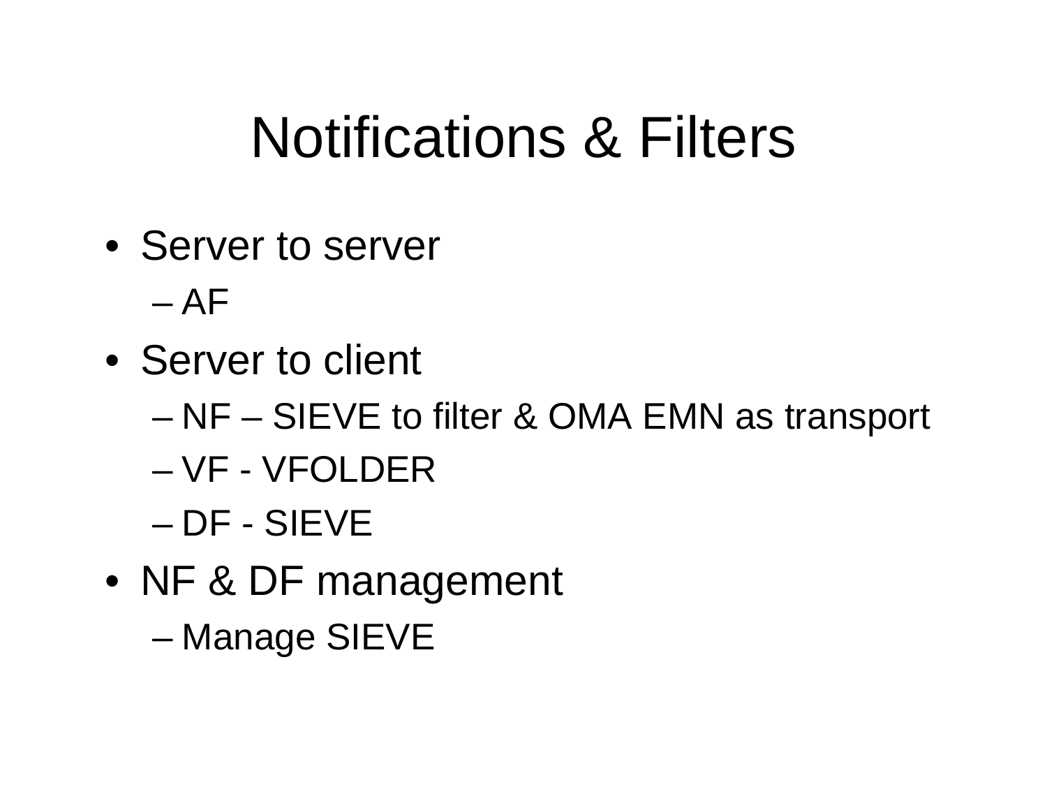# Notifications & Filters

- Server to server
  - AF
- Server to client
  - NF – SIEVE to filter & OMA EMN as transport
  - VF - VFOLDER
  - DF - SIEVE
- NF & DF management
  - Manage SIEVE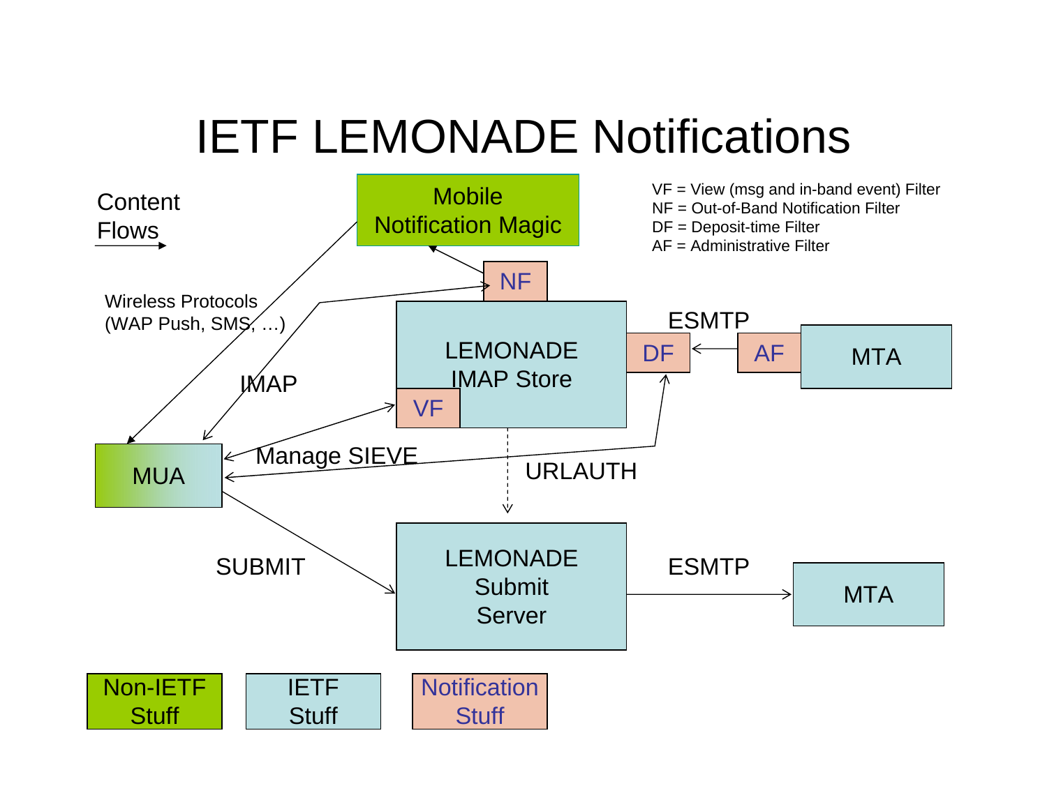# IETF LEMONADE Notifications

VF = View (msg and in-band event) Filter
NF = Out-of-Band Notification Filter
DF = Deposit-time Filter
AF = Administrative Filter

Content Flows

Mobile Notification Magic

NF

Wireless Protocols (WAP Push, SMS, …)

LEMONADE IMAP Store

ESMTP

DF

AF

MTA

IMAP

VF

MUA

Manage SIEVE

URLAUTH

SUBMIT

LEMONADE Submit Server

ESMTP

MTA

Non-IETF Stuff

IETF Stuff

Notification Stuff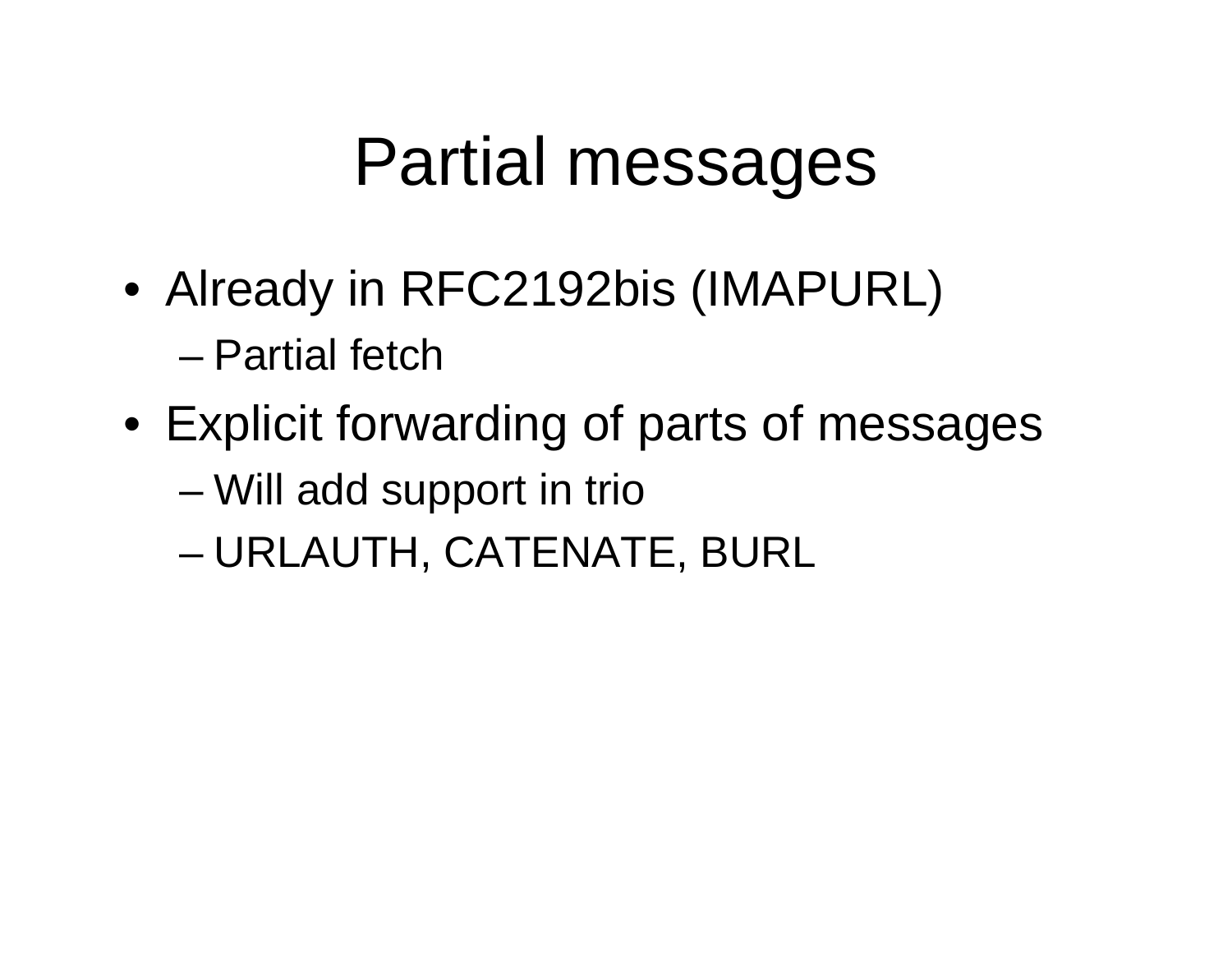# Partial messages

- Already in RFC2192bis (IMAPURL)
  - Partial fetch
- Explicit forwarding of parts of messages
  - Will add support in trio
  - URLAUTH, CATENATE, BURL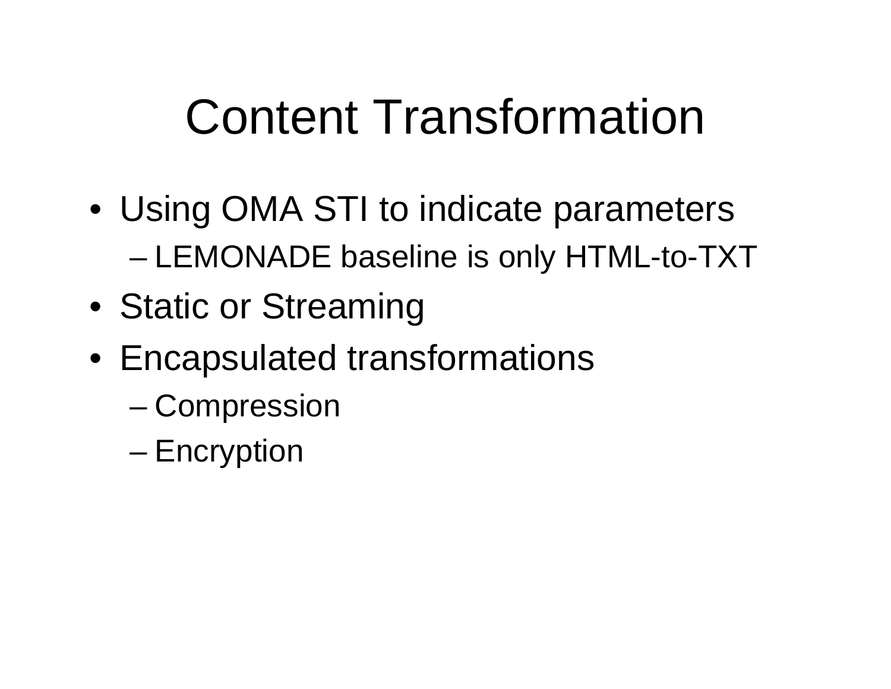# Content Transformation

- Using OMA STI to indicate parameters
  - LEMONADE baseline is only HTML-to-TXT
- Static or Streaming
- Encapsulated transformations
  - Compression
  - Encryption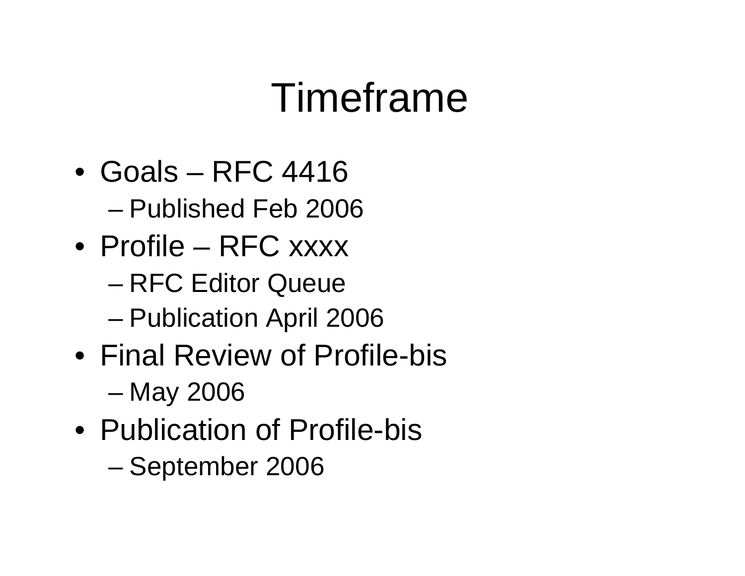# Timeframe

- Goals – RFC 4416
  - Published Feb 2006
- Profile – RFC xxxx
  - RFC Editor Queue
  - Publication April 2006
- Final Review of Profile-bis
  - May 2006
- Publication of Profile-bis
  - September 2006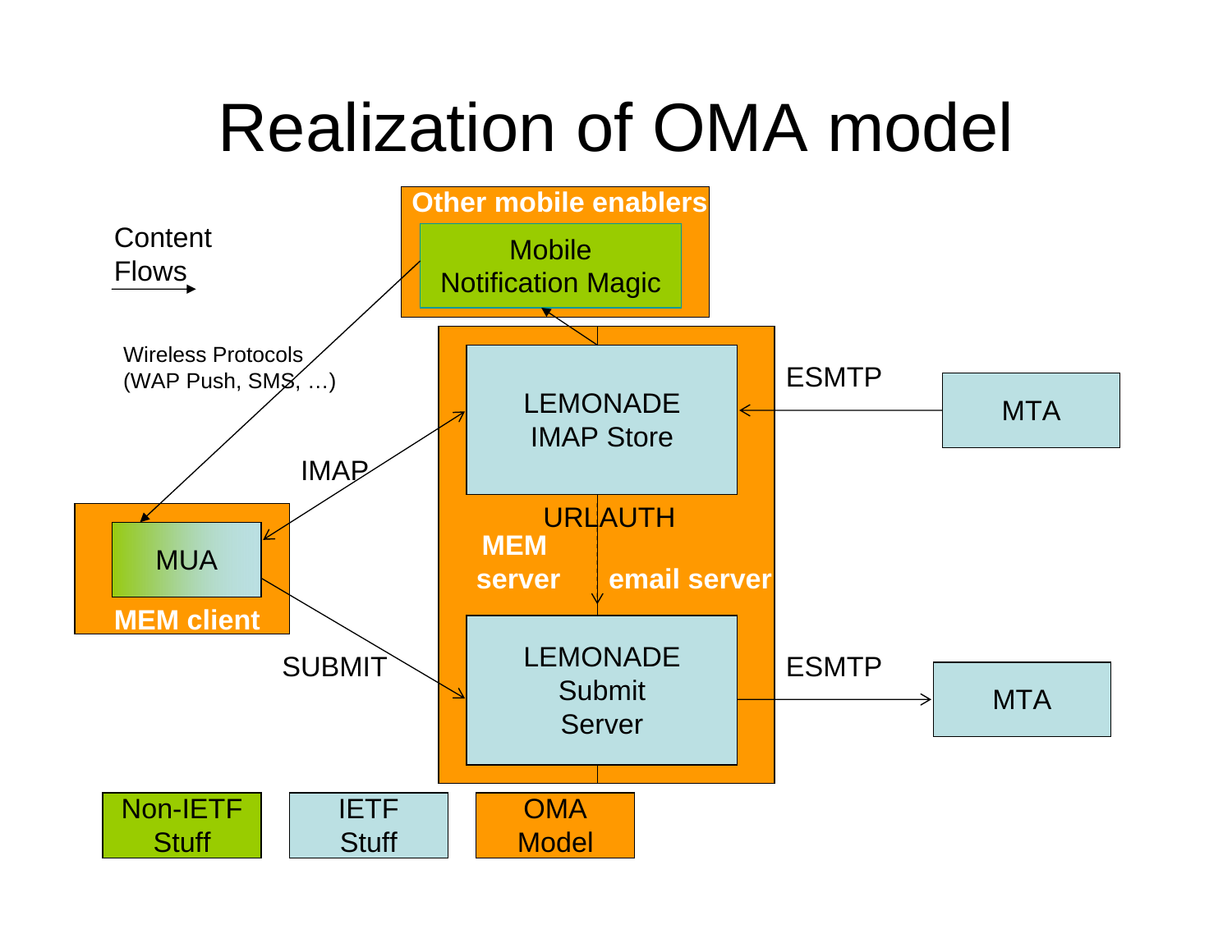# Realization of OMA model

Content Flows

Other mobile enablers

Mobile Notification Magic

Wireless Protocols (WAP Push, SMS, …)

LEMONADE IMAP Store

ESMTP

MTA

IMAP

MUA

MEM client

URLAUTH

MEM server

email server

SUBMIT

LEMONADE Submit Server

ESMTP

MTA

Non-IETF Stuff

IETF Stuff

OMA Model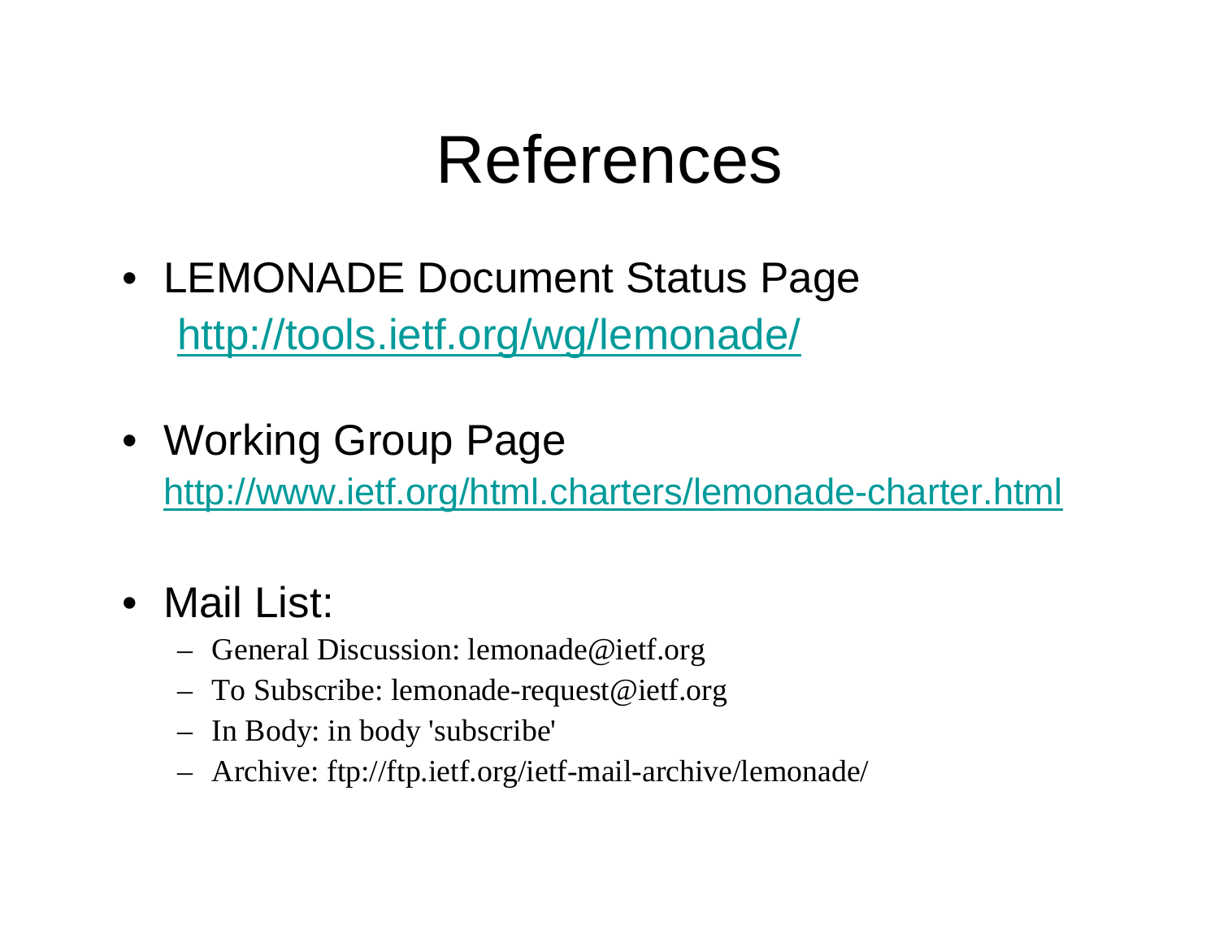# References

- LEMONADE Document Status Page
  http://tools.ietf.org/wg/lemonade/
- Working Group Page
  http://www.ietf.org/html.charters/lemonade-charter.html
- Mail List:
  - General Discussion: lemonade@ietf.org
  - To Subscribe: lemonade-request@ietf.org
  - In Body: in body 'subscribe'
  - Archive: ftp://ftp.ietf.org/ietf-mail-archive/lemonade/